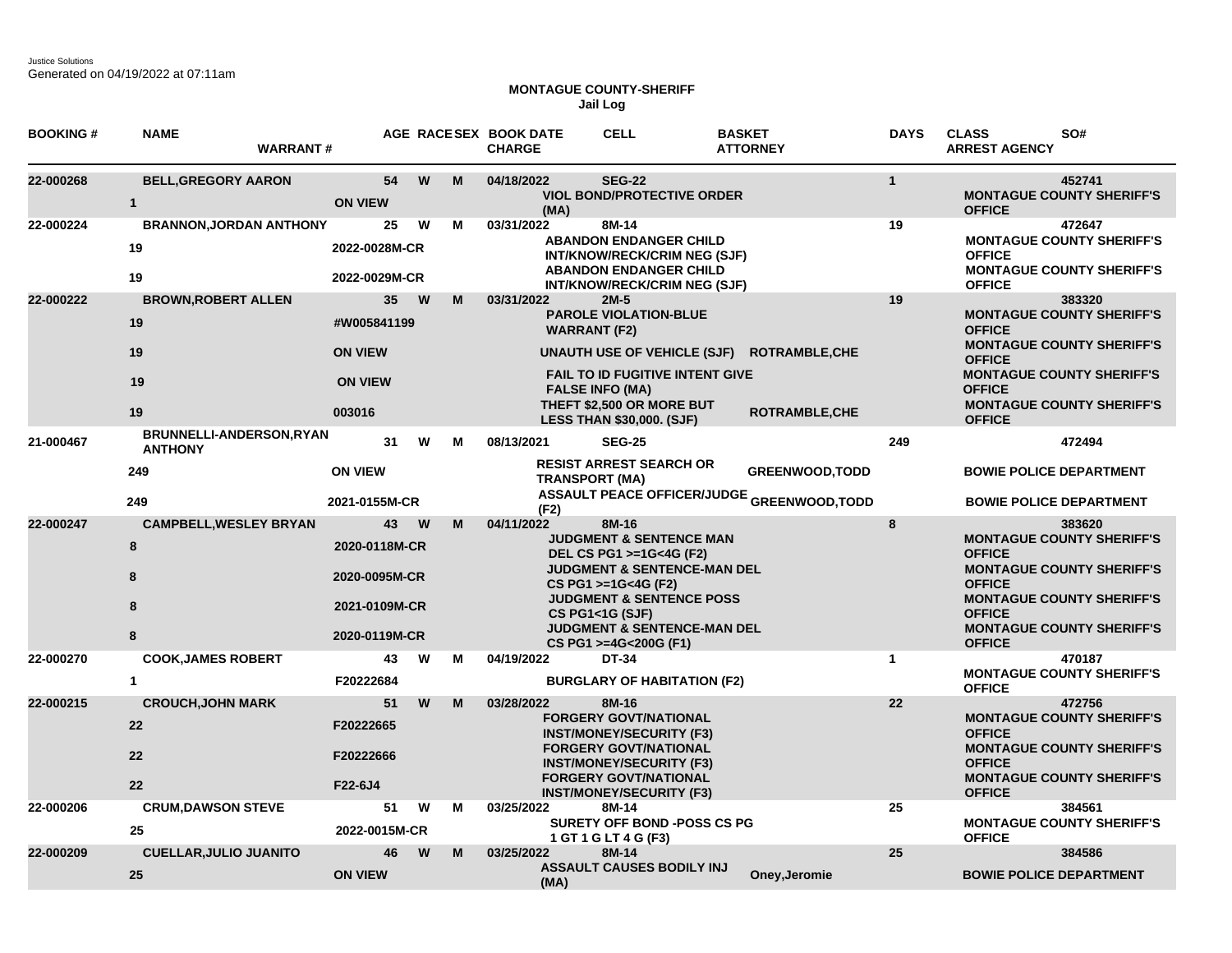Justice Solutions
Generated on 04/19/2022 at 07:11am

## MONTAGUE COUNTY-SHERIFF
### Jail Log

| BOOKING # | NAME / DAYS | WARRANT # | AGE | RACE | SEX | BOOK DATE | CELL / CHARGE | BASKET / ATTORNEY | DAYS | CLASS / ARREST AGENCY | SO# |
|---|---|---|---|---|---|---|---|---|---|---|---|
| 22-000268 | BELL,GREGORY AARON | | 54 | W | M | 04/18/2022 | SEG-22 | | 1 | | 452741 |
| | 1 | ON VIEW | | | | | VIOL BOND/PROTECTIVE ORDER (MA) | | | MONTAGUE COUNTY SHERIFF'S OFFICE | |
| 22-000224 | BRANNON,JORDAN ANTHONY | | 25 | W | M | 03/31/2022 | 8M-14 | | 19 | | 472647 |
| | 19 | 2022-0028M-CR | | | | | ABANDON ENDANGER CHILD INT/KNOW/RECK/CRIM NEG (SJF) | | | MONTAGUE COUNTY SHERIFF'S OFFICE | |
| | 19 | 2022-0029M-CR | | | | | ABANDON ENDANGER CHILD INT/KNOW/RECK/CRIM NEG (SJF) | | | MONTAGUE COUNTY SHERIFF'S OFFICE | |
| 22-000222 | BROWN,ROBERT ALLEN | | 35 | W | M | 03/31/2022 | 2M-5 | | 19 | | 383320 |
| | 19 | #W005841199 | | | | | PAROLE VIOLATION-BLUE WARRANT (F2) | | | MONTAGUE COUNTY SHERIFF'S OFFICE | |
| | 19 | ON VIEW | | | | | UNAUTH USE OF VEHICLE (SJF) | ROTRAMBLE,CHE | | MONTAGUE COUNTY SHERIFF'S OFFICE | |
| | 19 | ON VIEW | | | | | FAIL TO ID FUGITIVE INTENT GIVE FALSE INFO (MA) | | | MONTAGUE COUNTY SHERIFF'S OFFICE | |
| | 19 | 003016 | | | | | THEFT $2,500 OR MORE BUT LESS THAN $30,000. (SJF) | ROTRAMBLE,CHE | | MONTAGUE COUNTY SHERIFF'S OFFICE | |
| 21-000467 | BRUNNELLI-ANDERSON,RYAN ANTHONY | | 31 | W | M | 08/13/2021 | SEG-25 | | 249 | | 472494 |
| | 249 | ON VIEW | | | | | RESIST ARREST SEARCH OR TRANSPORT (MA) | GREENWOOD,TODD | | BOWIE POLICE DEPARTMENT | |
| | 249 | 2021-0155M-CR | | | | | ASSAULT PEACE OFFICER/JUDGE (F2) | GREENWOOD,TODD | | BOWIE POLICE DEPARTMENT | |
| 22-000247 | CAMPBELL,WESLEY BRYAN | | 43 | W | M | 04/11/2022 | 8M-16 | | 8 | | 383620 |
| | 8 | 2020-0118M-CR | | | | | JUDGMENT & SENTENCE MAN DEL CS PG1 >=1G<4G (F2) | | | MONTAGUE COUNTY SHERIFF'S OFFICE | |
| | 8 | 2020-0095M-CR | | | | | JUDGMENT & SENTENCE-MAN DEL CS PG1 >=1G<4G (F2) | | | MONTAGUE COUNTY SHERIFF'S OFFICE | |
| | 8 | 2021-0109M-CR | | | | | JUDGMENT & SENTENCE POSS CS PG1<1G (SJF) | | | MONTAGUE COUNTY SHERIFF'S OFFICE | |
| | 8 | 2020-0119M-CR | | | | | JUDGMENT & SENTENCE-MAN DEL CS PG1 >=4G<200G (F1) | | | MONTAGUE COUNTY SHERIFF'S OFFICE | |
| 22-000270 | COOK,JAMES ROBERT | | 43 | W | M | 04/19/2022 | DT-34 | | 1 | | 470187 |
| | 1 | F20222684 | | | | | BURGLARY OF HABITATION (F2) | | | MONTAGUE COUNTY SHERIFF'S OFFICE | |
| 22-000215 | CROUCH,JOHN MARK | | 51 | W | M | 03/28/2022 | 8M-16 | | 22 | | 472756 |
| | 22 | F20222665 | | | | | FORGERY GOVT/NATIONAL INST/MONEY/SECURITY (F3) | | | MONTAGUE COUNTY SHERIFF'S OFFICE | |
| | 22 | F20222666 | | | | | FORGERY GOVT/NATIONAL INST/MONEY/SECURITY (F3) | | | MONTAGUE COUNTY SHERIFF'S OFFICE | |
| | 22 | F22-6J4 | | | | | FORGERY GOVT/NATIONAL INST/MONEY/SECURITY (F3) | | | MONTAGUE COUNTY SHERIFF'S OFFICE | |
| 22-000206 | CRUM,DAWSON STEVE | | 51 | W | M | 03/25/2022 | 8M-14 | | 25 | | 384561 |
| | 25 | 2022-0015M-CR | | | | | SURETY OFF BOND -POSS CS PG 1 GT 1 G LT 4 G (F3) | | | MONTAGUE COUNTY SHERIFF'S OFFICE | |
| 22-000209 | CUELLAR,JULIO JUANITO | | 46 | W | M | 03/25/2022 | 8M-14 | | 25 | | 384586 |
| | 25 | ON VIEW | | | | | ASSAULT CAUSES BODILY INJ (MA) | Oney,Jeromie | | BOWIE POLICE DEPARTMENT | |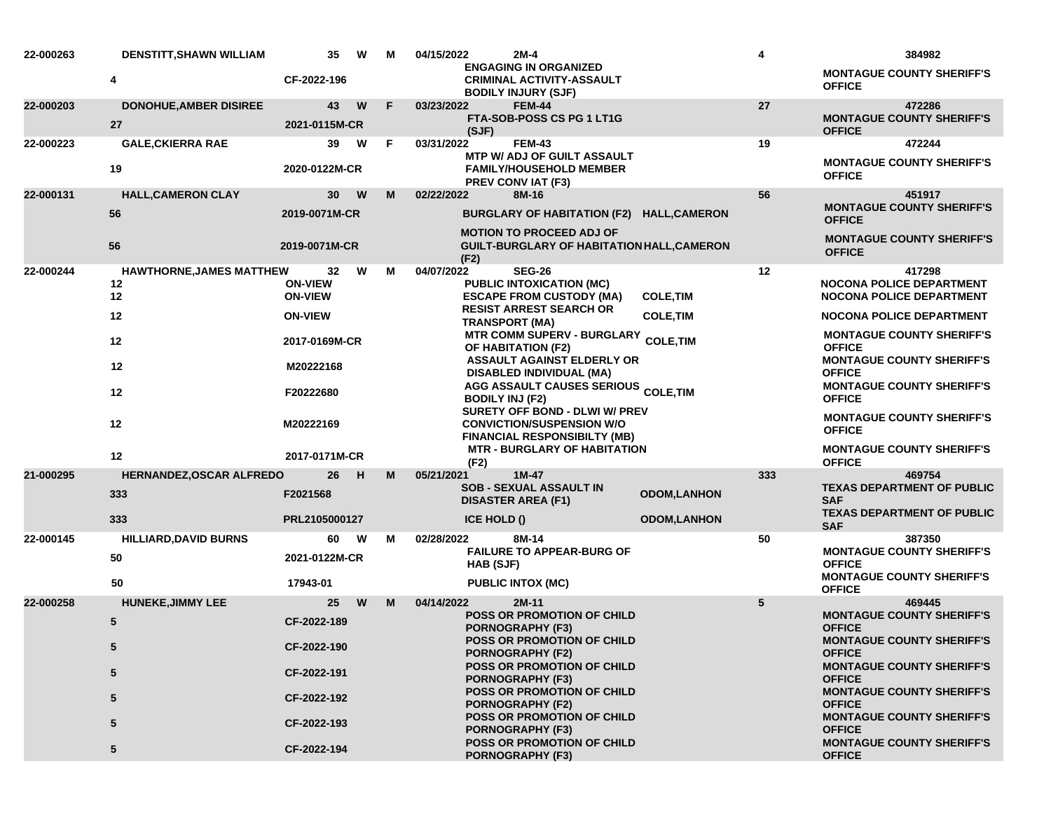| | | | | | | | | | | |
|---|---|---|---|---|---|---|---|---|---|---|
| 22-000263 | DENSTITT,SHAWN WILLIAM | | 35 | W | M | 04/15/2022 | 2M-4 | | 4 | 384982 |
| | 4 | CF-2022-196 | | | | | ENGAGING IN ORGANIZED CRIMINAL ACTIVITY-ASSAULT BODILY INJURY (SJF) | | | MONTAGUE COUNTY SHERIFF'S OFFICE |
| 22-000203 | DONOHUE,AMBER DISIREE | | 43 | W | F | 03/23/2022 | FEM-44 | | 27 | 472286 |
| | 27 | 2021-0115M-CR | | | | | FTA-SOB-POSS CS PG 1 LT1G (SJF) | | | MONTAGUE COUNTY SHERIFF'S OFFICE |
| 22-000223 | GALE,CKIERRA RAE | | 39 | W | F | 03/31/2022 | FEM-43 | | 19 | 472244 |
| | 19 | 2020-0122M-CR | | | | | MTP W/ ADJ OF GUILT ASSAULT FAMILY/HOUSEHOLD MEMBER PREV CONV IAT (F3) | | | MONTAGUE COUNTY SHERIFF'S OFFICE |
| 22-000131 | HALL,CAMERON CLAY | | 30 | W | M | 02/22/2022 | 8M-16 | | 56 | 451917 |
| | 56 | 2019-0071M-CR | | | | | BURGLARY OF HABITATION (F2) | HALL,CAMERON | | MONTAGUE COUNTY SHERIFF'S OFFICE |
| | 56 | 2019-0071M-CR | | | | | MOTION TO PROCEED ADJ OF GUILT-BURGLARY OF HABITATION (F2) | HALL,CAMERON | | MONTAGUE COUNTY SHERIFF'S OFFICE |
| 22-000244 | HAWTHORNE,JAMES MATTHEW | | 32 | W | M | 04/07/2022 | SEG-26 | | 12 | 417298 |
| | 12 | ON-VIEW | | | | | PUBLIC INTOXICATION (MC) | | | NOCONA POLICE DEPARTMENT |
| | 12 | ON-VIEW | | | | | ESCAPE FROM CUSTODY (MA) | COLE,TIM | | NOCONA POLICE DEPARTMENT |
| | 12 | ON-VIEW | | | | | RESIST ARREST SEARCH OR TRANSPORT (MA) | COLE,TIM | | NOCONA POLICE DEPARTMENT |
| | 12 | 2017-0169M-CR | | | | | MTR COMM SUPERV - BURGLARY OF HABITATION (F2) | COLE,TIM | | MONTAGUE COUNTY SHERIFF'S OFFICE |
| | 12 | M20222168 | | | | | ASSAULT AGAINST ELDERLY OR DISABLED INDIVIDUAL (MA) | | | MONTAGUE COUNTY SHERIFF'S OFFICE |
| | 12 | F20222680 | | | | | AGG ASSAULT CAUSES SERIOUS BODILY INJ (F2) | COLE,TIM | | MONTAGUE COUNTY SHERIFF'S OFFICE |
| | 12 | M20222169 | | | | | SURETY OFF BOND - DLWI W/ PREV CONVICTION/SUSPENSION W/O FINANCIAL RESPONSIBILTY (MB) | | | MONTAGUE COUNTY SHERIFF'S OFFICE |
| | 12 | 2017-0171M-CR | | | | | MTR - BURGLARY OF HABITATION (F2) | | | MONTAGUE COUNTY SHERIFF'S OFFICE |
| 21-000295 | HERNANDEZ,OSCAR ALFREDO | | 26 | H | M | 05/21/2021 | 1M-47 | | 333 | 469754 |
| | 333 | F2021568 | | | | | SOB - SEXUAL ASSAULT IN DISASTER AREA (F1) | ODOM,LANHON | | TEXAS DEPARTMENT OF PUBLIC SAF |
| | 333 | PRL2105000127 | | | | | ICE HOLD () | ODOM,LANHON | | TEXAS DEPARTMENT OF PUBLIC SAF |
| 22-000145 | HILLIARD,DAVID BURNS | | 60 | W | M | 02/28/2022 | 8M-14 | | 50 | 387350 |
| | 50 | 2021-0122M-CR | | | | | FAILURE TO APPEAR-BURG OF HAB (SJF) | | | MONTAGUE COUNTY SHERIFF'S OFFICE |
| | 50 | 17943-01 | | | | | PUBLIC INTOX (MC) | | | MONTAGUE COUNTY SHERIFF'S OFFICE |
| 22-000258 | HUNEKE,JIMMY LEE | | 25 | W | M | 04/14/2022 | 2M-11 | | 5 | 469445 |
| | 5 | CF-2022-189 | | | | | POSS OR PROMOTION OF CHILD PORNOGRAPHY (F3) | | | MONTAGUE COUNTY SHERIFF'S OFFICE |
| | 5 | CF-2022-190 | | | | | POSS OR PROMOTION OF CHILD PORNOGRAPHY (F2) | | | MONTAGUE COUNTY SHERIFF'S OFFICE |
| | 5 | CF-2022-191 | | | | | POSS OR PROMOTION OF CHILD PORNOGRAPHY (F3) | | | MONTAGUE COUNTY SHERIFF'S OFFICE |
| | 5 | CF-2022-192 | | | | | POSS OR PROMOTION OF CHILD PORNOGRAPHY (F2) | | | MONTAGUE COUNTY SHERIFF'S OFFICE |
| | 5 | CF-2022-193 | | | | | POSS OR PROMOTION OF CHILD PORNOGRAPHY (F3) | | | MONTAGUE COUNTY SHERIFF'S OFFICE |
| | 5 | CF-2022-194 | | | | | POSS OR PROMOTION OF CHILD PORNOGRAPHY (F3) | | | MONTAGUE COUNTY SHERIFF'S OFFICE |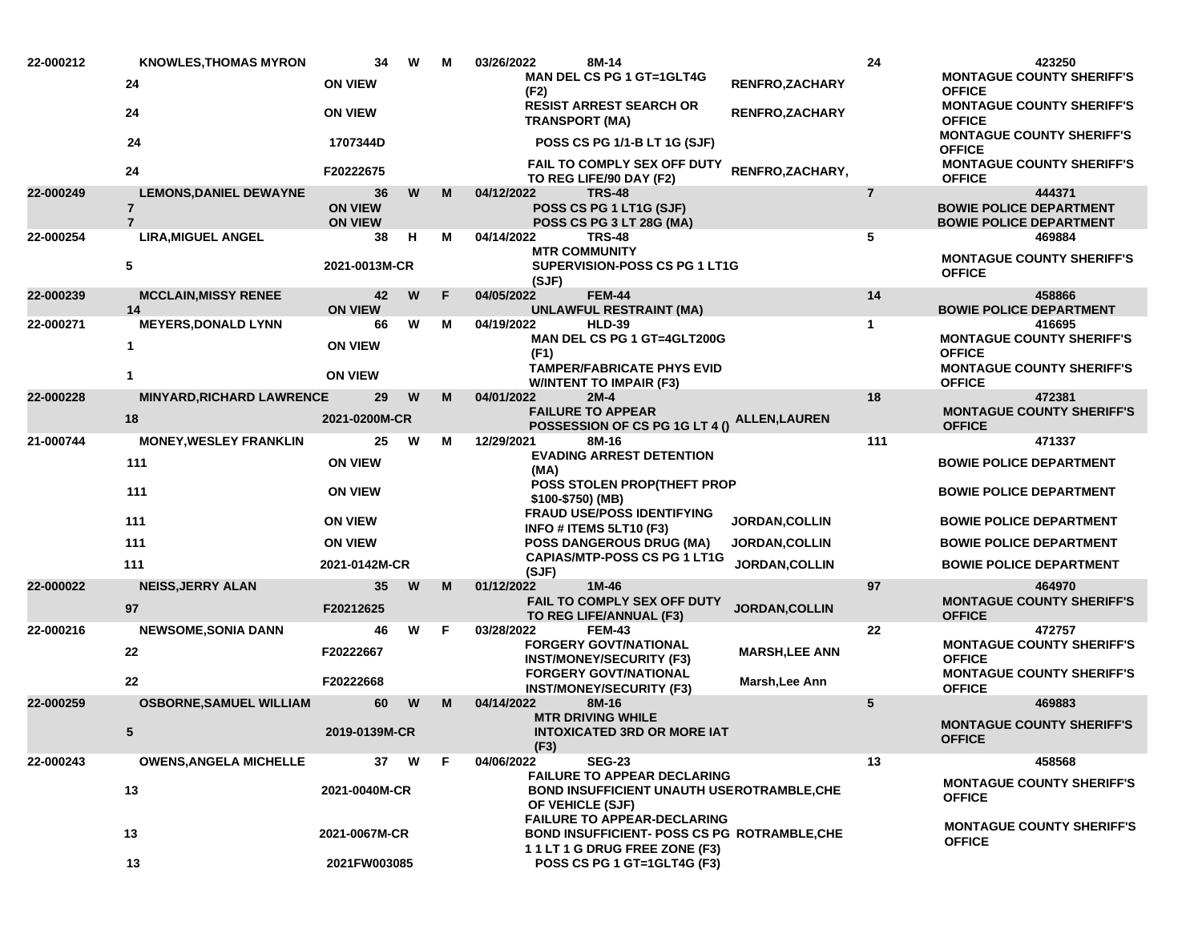| | | | | | | | | | |
|---|---|---|---|---|---|---|---|---|---|
| 22-000212 | KNOWLES,THOMAS MYRON | 34 | W | M | 03/26/2022 | 8M-14 | | 24 | 423250 |
| | 24 | ON VIEW | | | | MAN DEL CS PG 1 GT=1GLT4G (F2) | RENFRO,ZACHARY | | MONTAGUE COUNTY SHERIFF'S OFFICE |
| | 24 | ON VIEW | | | | RESIST ARREST SEARCH OR TRANSPORT (MA) | RENFRO,ZACHARY | | MONTAGUE COUNTY SHERIFF'S OFFICE |
| | 24 | 1707344D | | | | POSS CS PG 1/1-B LT 1G (SJF) | | | MONTAGUE COUNTY SHERIFF'S OFFICE |
| | 24 | F20222675 | | | | FAIL TO COMPLY SEX OFF DUTY TO REG LIFE/90 DAY (F2) | RENFRO,ZACHARY, | | MONTAGUE COUNTY SHERIFF'S OFFICE |
| 22-000249 | LEMONS,DANIEL DEWAYNE | 36 | W | M | 04/12/2022 | TRS-48 | | 7 | 444371 |
| | 7 | ON VIEW | | | | POSS CS PG 1 LT1G (SJF) | | | BOWIE POLICE DEPARTMENT |
| | 7 | ON VIEW | | | | POSS CS PG 3 LT 28G (MA) | | | BOWIE POLICE DEPARTMENT |
| 22-000254 | LIRA,MIGUEL ANGEL | 38 | H | M | 04/14/2022 | TRS-48 | | 5 | 469884 |
| | 5 | 2021-0013M-CR | | | | MTR COMMUNITY SUPERVISION-POSS CS PG 1 LT1G (SJF) | | | MONTAGUE COUNTY SHERIFF'S OFFICE |
| 22-000239 | MCCLAIN,MISSY RENEE | 42 | W | F | 04/05/2022 | FEM-44 | | 14 | 458866 |
| | 14 | ON VIEW | | | | UNLAWFUL RESTRAINT (MA) | | | BOWIE POLICE DEPARTMENT |
| 22-000271 | MEYERS,DONALD LYNN | 66 | W | M | 04/19/2022 | HLD-39 | | 1 | 416695 |
| | 1 | ON VIEW | | | | MAN DEL CS PG 1 GT=4GLT200G (F1) | | | MONTAGUE COUNTY SHERIFF'S OFFICE |
| | 1 | ON VIEW | | | | TAMPER/FABRICATE PHYS EVID W/INTENT TO IMPAIR (F3) | | | MONTAGUE COUNTY SHERIFF'S OFFICE |
| 22-000228 | MINYARD,RICHARD LAWRENCE | 29 | W | M | 04/01/2022 | 2M-4 | | 18 | 472381 |
| | 18 | 2021-0200M-CR | | | | FAILURE TO APPEAR POSSESSION OF CS PG 1G LT 4 () | ALLEN,LAUREN | | MONTAGUE COUNTY SHERIFF'S OFFICE |
| 21-000744 | MONEY,WESLEY FRANKLIN | 25 | W | M | 12/29/2021 | 8M-16 | | 111 | 471337 |
| | 111 | ON VIEW | | | | EVADING ARREST DETENTION (MA) | | | BOWIE POLICE DEPARTMENT |
| | 111 | ON VIEW | | | | POSS STOLEN PROP(THEFT PROP $100-$750) (MB) | | | BOWIE POLICE DEPARTMENT |
| | 111 | ON VIEW | | | | FRAUD USE/POSS IDENTIFYING INFO # ITEMS 5LT10 (F3) | JORDAN,COLLIN | | BOWIE POLICE DEPARTMENT |
| | 111 | ON VIEW | | | | POSS DANGEROUS DRUG (MA) | JORDAN,COLLIN | | BOWIE POLICE DEPARTMENT |
| | 111 | 2021-0142M-CR | | | | CAPIAS/MTP-POSS CS PG 1 LT1G (SJF) | JORDAN,COLLIN | | BOWIE POLICE DEPARTMENT |
| 22-000022 | NEISS,JERRY ALAN | 35 | W | M | 01/12/2022 | 1M-46 | | 97 | 464970 |
| | 97 | F20212625 | | | | FAIL TO COMPLY SEX OFF DUTY TO REG LIFE/ANNUAL (F3) | JORDAN,COLLIN | | MONTAGUE COUNTY SHERIFF'S OFFICE |
| 22-000216 | NEWSOME,SONIA DANN | 46 | W | F | 03/28/2022 | FEM-43 | | 22 | 472757 |
| | 22 | F20222667 | | | | FORGERY GOVT/NATIONAL INST/MONEY/SECURITY (F3) | MARSH,LEE ANN | | MONTAGUE COUNTY SHERIFF'S OFFICE |
| | 22 | F20222668 | | | | FORGERY GOVT/NATIONAL INST/MONEY/SECURITY (F3) | Marsh,Lee Ann | | MONTAGUE COUNTY SHERIFF'S OFFICE |
| 22-000259 | OSBORNE,SAMUEL WILLIAM | 60 | W | M | 04/14/2022 | 8M-16 | | 5 | 469883 |
| | 5 | 2019-0139M-CR | | | | MTR DRIVING WHILE INTOXICATED 3RD OR MORE IAT (F3) | | | MONTAGUE COUNTY SHERIFF'S OFFICE |
| 22-000243 | OWENS,ANGELA MICHELLE | 37 | W | F | 04/06/2022 | SEG-23 | | 13 | 458568 |
| | 13 | 2021-0040M-CR | | | | FAILURE TO APPEAR DECLARING BOND INSUFFICIENT UNAUTH USE OF VEHICLE (SJF) | ROTRAMBLE,CHE | | MONTAGUE COUNTY SHERIFF'S OFFICE |
| | 13 | 2021-0067M-CR | | | | FAILURE TO APPEAR-DECLARING BOND INSUFFICIENT- POSS CS PG 1 1 LT 1 G DRUG FREE ZONE (F3) | ROTRAMBLE,CHE | | MONTAGUE COUNTY SHERIFF'S OFFICE |
| | 13 | 2021FW003085 | | | | POSS CS PG 1 GT=1GLT4G (F3) | | | |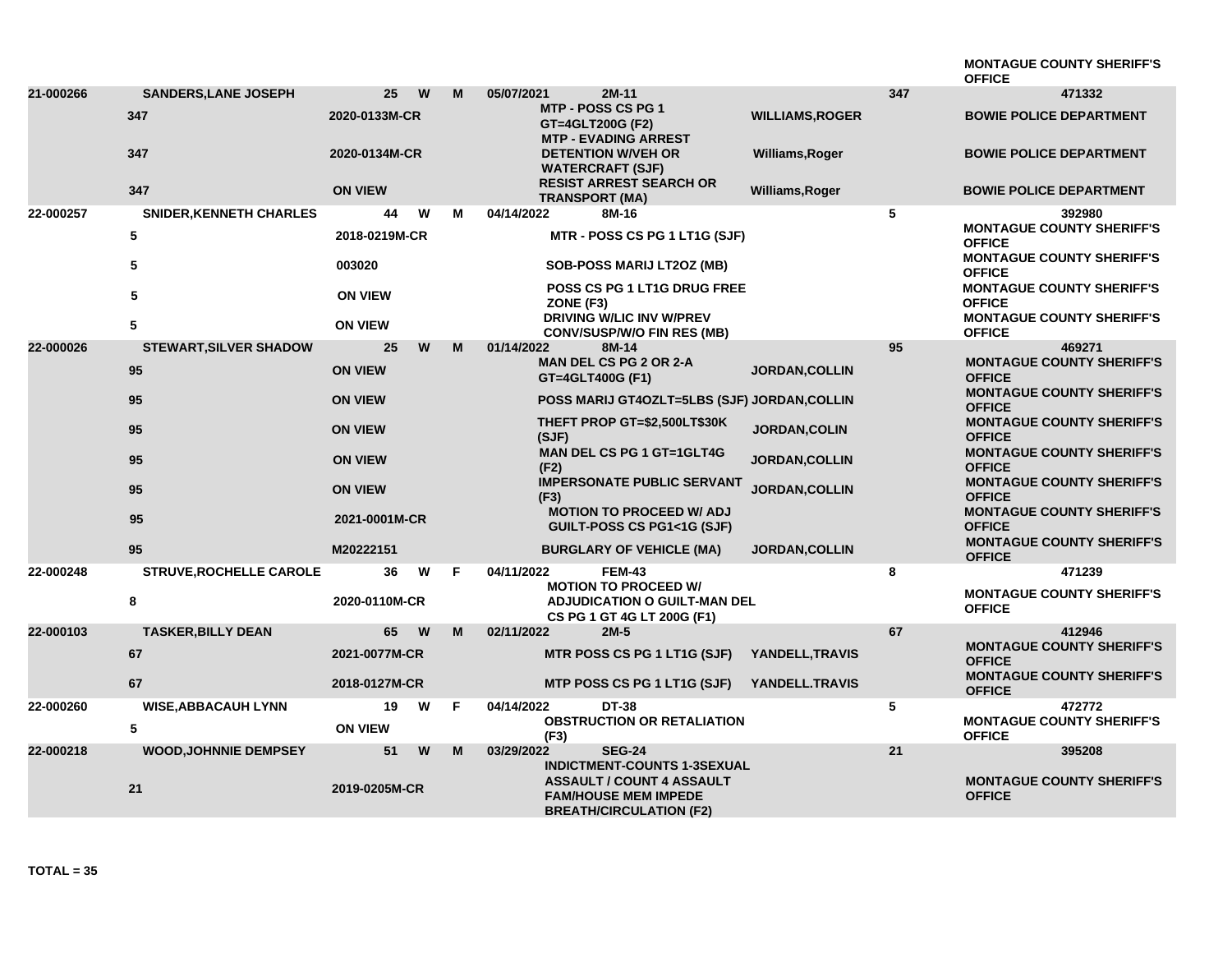| | | | | | | | | | | |
|---|---|---|---|---|---|---|---|---|---|---|
| | | | | | | | | | | MONTAGUE COUNTY SHERIFF'S OFFICE |
| 21-000266 | SANDERS,LANE JOSEPH | 25 | W | M | 05/07/2021 | 2M-11 | | | 347 | 471332 |
| | 347 | 2020-0133M-CR | | | | MTP - POSS CS PG 1 GT=4GLT200G (F2) | WILLIAMS,ROGER | | | BOWIE POLICE DEPARTMENT |
| | 347 | 2020-0134M-CR | | | | MTP - EVADING ARREST DETENTION W/VEH OR WATERCRAFT (SJF) | Williams,Roger | | | BOWIE POLICE DEPARTMENT |
| | 347 | ON VIEW | | | | RESIST ARREST SEARCH OR TRANSPORT (MA) | Williams,Roger | | | BOWIE POLICE DEPARTMENT |
| 22-000257 | SNIDER,KENNETH CHARLES | 44 | W | M | 04/14/2022 | 8M-16 | | | 5 | 392980 |
| | 5 | 2018-0219M-CR | | | | MTR - POSS CS PG 1 LT1G (SJF) | | | | MONTAGUE COUNTY SHERIFF'S OFFICE |
| | 5 | 003020 | | | | SOB-POSS MARIJ LT2OZ (MB) | | | | MONTAGUE COUNTY SHERIFF'S OFFICE |
| | 5 | ON VIEW | | | | POSS CS PG 1 LT1G DRUG FREE ZONE (F3) | | | | MONTAGUE COUNTY SHERIFF'S OFFICE |
| | 5 | ON VIEW | | | | DRIVING W/LIC INV W/PREV CONV/SUSP/W/O FIN RES (MB) | | | | MONTAGUE COUNTY SHERIFF'S OFFICE |
| 22-000026 | STEWART,SILVER SHADOW | 25 | W | M | 01/14/2022 | 8M-14 | | | 95 | 469271 |
| | 95 | ON VIEW | | | | MAN DEL CS PG 2 OR 2-A GT=4GLT400G (F1) | JORDAN,COLLIN | | | MONTAGUE COUNTY SHERIFF'S OFFICE |
| | 95 | ON VIEW | | | | POSS MARIJ GT4OZLT=5LBS (SJF) | JORDAN,COLLIN | | | MONTAGUE COUNTY SHERIFF'S OFFICE |
| | 95 | ON VIEW | | | | THEFT PROP GT=$2,500LT$30K (SJF) | JORDAN,COLIN | | | MONTAGUE COUNTY SHERIFF'S OFFICE |
| | 95 | ON VIEW | | | | MAN DEL CS PG 1 GT=1GLT4G (F2) | JORDAN,COLLIN | | | MONTAGUE COUNTY SHERIFF'S OFFICE |
| | 95 | ON VIEW | | | | IMPERSONATE PUBLIC SERVANT (F3) | JORDAN,COLLIN | | | MONTAGUE COUNTY SHERIFF'S OFFICE |
| | 95 | 2021-0001M-CR | | | | MOTION TO PROCEED W/ ADJ GUILT-POSS CS PG1<1G (SJF) | | | | MONTAGUE COUNTY SHERIFF'S OFFICE |
| | 95 | M20222151 | | | | BURGLARY OF VEHICLE (MA) | JORDAN,COLLIN | | | MONTAGUE COUNTY SHERIFF'S OFFICE |
| 22-000248 | STRUVE,ROCHELLE CAROLE | 36 | W | F | 04/11/2022 | FEM-43 | | | 8 | 471239 |
| | 8 | 2020-0110M-CR | | | | MOTION TO PROCEED W/ ADJUDICATION O GUILT-MAN DEL CS PG 1 GT 4G LT 200G (F1) | | | | MONTAGUE COUNTY SHERIFF'S OFFICE |
| 22-000103 | TASKER,BILLY DEAN | 65 | W | M | 02/11/2022 | 2M-5 | | | 67 | 412946 |
| | 67 | 2021-0077M-CR | | | | MTR POSS CS PG 1 LT1G (SJF) | YANDELL,TRAVIS | | | MONTAGUE COUNTY SHERIFF'S OFFICE |
| | 67 | 2018-0127M-CR | | | | MTP POSS CS PG 1 LT1G (SJF) | YANDELL.TRAVIS | | | MONTAGUE COUNTY SHERIFF'S OFFICE |
| 22-000260 | WISE,ABBACAUH LYNN | 19 | W | F | 04/14/2022 | DT-38 | | | 5 | 472772 |
| | 5 | ON VIEW | | | | OBSTRUCTION OR RETALIATION (F3) | | | | MONTAGUE COUNTY SHERIFF'S OFFICE |
| 22-000218 | WOOD,JOHNNIE DEMPSEY | 51 | W | M | 03/29/2022 | SEG-24 | | | 21 | 395208 |
| | 21 | 2019-0205M-CR | | | | INDICTMENT-COUNTS 1-3SEXUAL ASSAULT / COUNT 4 ASSAULT FAM/HOUSE MEM IMPEDE BREATH/CIRCULATION (F2) | | | | MONTAGUE COUNTY SHERIFF'S OFFICE |

**TOTAL = 35**